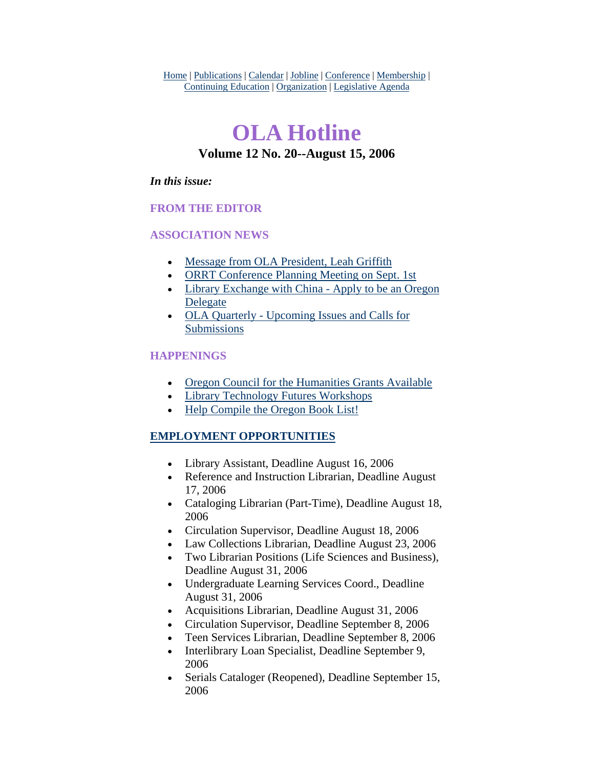Home | Publications | Calendar | Jobline | Conference | Membership | Continuing Education | Organization | Legislative Agenda

# OLA Hotline

### Volume 12 No. 20--August 15, 2006

***In this issue:***

**FROM THE EDITOR**

**ASSOCIATION NEWS**

- Message from OLA President, Leah Griffith
- ORRT Conference Planning Meeting on Sept. 1st
- Library Exchange with China - Apply to be an Oregon Delegate
- OLA Quarterly - Upcoming Issues and Calls for Submissions

**HAPPENINGS**

- Oregon Council for the Humanities Grants Available
- Library Technology Futures Workshops
- Help Compile the Oregon Book List!

**EMPLOYMENT OPPORTUNITIES**

- Library Assistant, Deadline August 16, 2006
- Reference and Instruction Librarian, Deadline August 17, 2006
- Cataloging Librarian (Part-Time), Deadline August 18, 2006
- Circulation Supervisor, Deadline August 18, 2006
- Law Collections Librarian, Deadline August 23, 2006
- Two Librarian Positions (Life Sciences and Business), Deadline August 31, 2006
- Undergraduate Learning Services Coord., Deadline August 31, 2006
- Acquisitions Librarian, Deadline August 31, 2006
- Circulation Supervisor, Deadline September 8, 2006
- Teen Services Librarian, Deadline September 8, 2006
- Interlibrary Loan Specialist, Deadline September 9, 2006
- Serials Cataloger (Reopened), Deadline September 15, 2006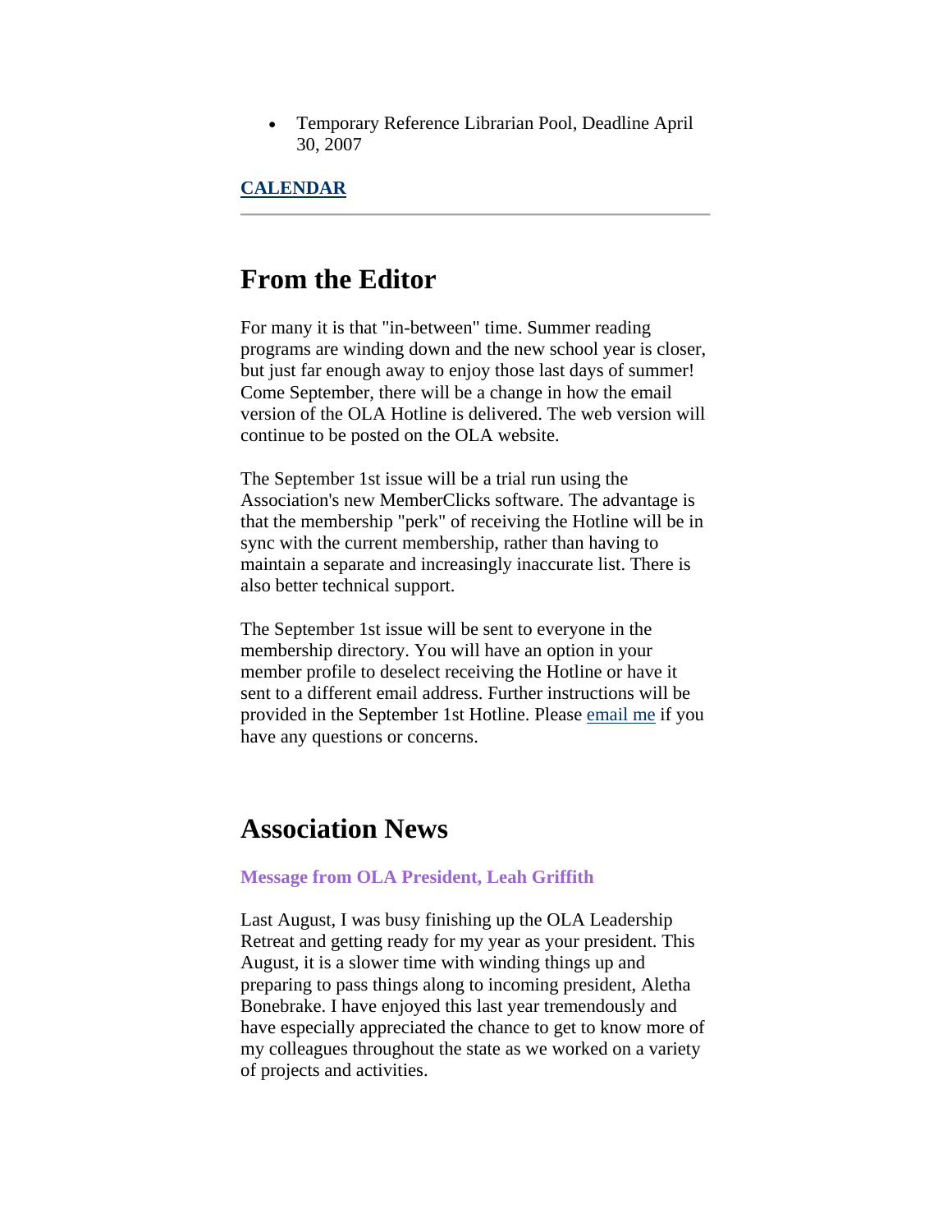- Temporary Reference Librarian Pool, Deadline April 30, 2007

**CALENDAR**

---

# From the Editor

For many it is that "in-between" time. Summer reading programs are winding down and the new school year is closer, but just far enough away to enjoy those last days of summer! Come September, there will be a change in how the email version of the OLA Hotline is delivered. The web version will continue to be posted on the OLA website.

The September 1st issue will be a trial run using the Association's new MemberClicks software. The advantage is that the membership "perk" of receiving the Hotline will be in sync with the current membership, rather than having to maintain a separate and increasingly inaccurate list. There is also better technical support.

The September 1st issue will be sent to everyone in the membership directory. You will have an option in your member profile to deselect receiving the Hotline or have it sent to a different email address. Further instructions will be provided in the September 1st Hotline. Please email me if you have any questions or concerns.

# Association News

### Message from OLA President, Leah Griffith

Last August, I was busy finishing up the OLA Leadership Retreat and getting ready for my year as your president. This August, it is a slower time with winding things up and preparing to pass things along to incoming president, Aletha Bonebrake. I have enjoyed this last year tremendously and have especially appreciated the chance to get to know more of my colleagues throughout the state as we worked on a variety of projects and activities.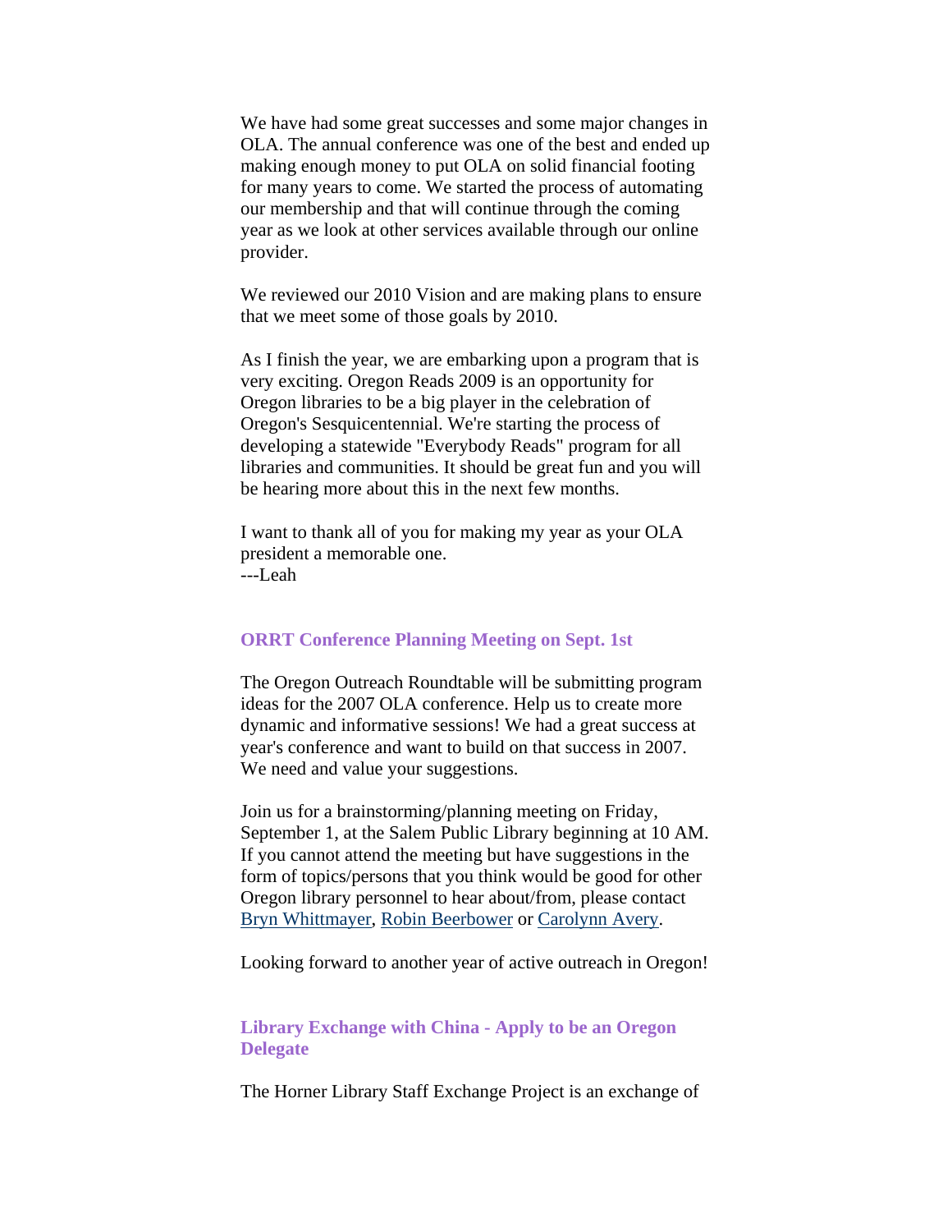We have had some great successes and some major changes in OLA. The annual conference was one of the best and ended up making enough money to put OLA on solid financial footing for many years to come. We started the process of automating our membership and that will continue through the coming year as we look at other services available through our online provider.

We reviewed our 2010 Vision and are making plans to ensure that we meet some of those goals by 2010.

As I finish the year, we are embarking upon a program that is very exciting. Oregon Reads 2009 is an opportunity for Oregon libraries to be a big player in the celebration of Oregon's Sesquicentennial. We're starting the process of developing a statewide "Everybody Reads" program for all libraries and communities. It should be great fun and you will be hearing more about this in the next few months.

I want to thank all of you for making my year as your OLA president a memorable one.
---Leah

### ORRT Conference Planning Meeting on Sept. 1st

The Oregon Outreach Roundtable will be submitting program ideas for the 2007 OLA conference. Help us to create more dynamic and informative sessions! We had a great success at year's conference and want to build on that success in 2007. We need and value your suggestions.

Join us for a brainstorming/planning meeting on Friday, September 1, at the Salem Public Library beginning at 10 AM. If you cannot attend the meeting but have suggestions in the form of topics/persons that you think would be good for other Oregon library personnel to hear about/from, please contact Bryn Whittmayer, Robin Beerbower or Carolynn Avery.

Looking forward to another year of active outreach in Oregon!

### Library Exchange with China - Apply to be an Oregon Delegate

The Horner Library Staff Exchange Project is an exchange of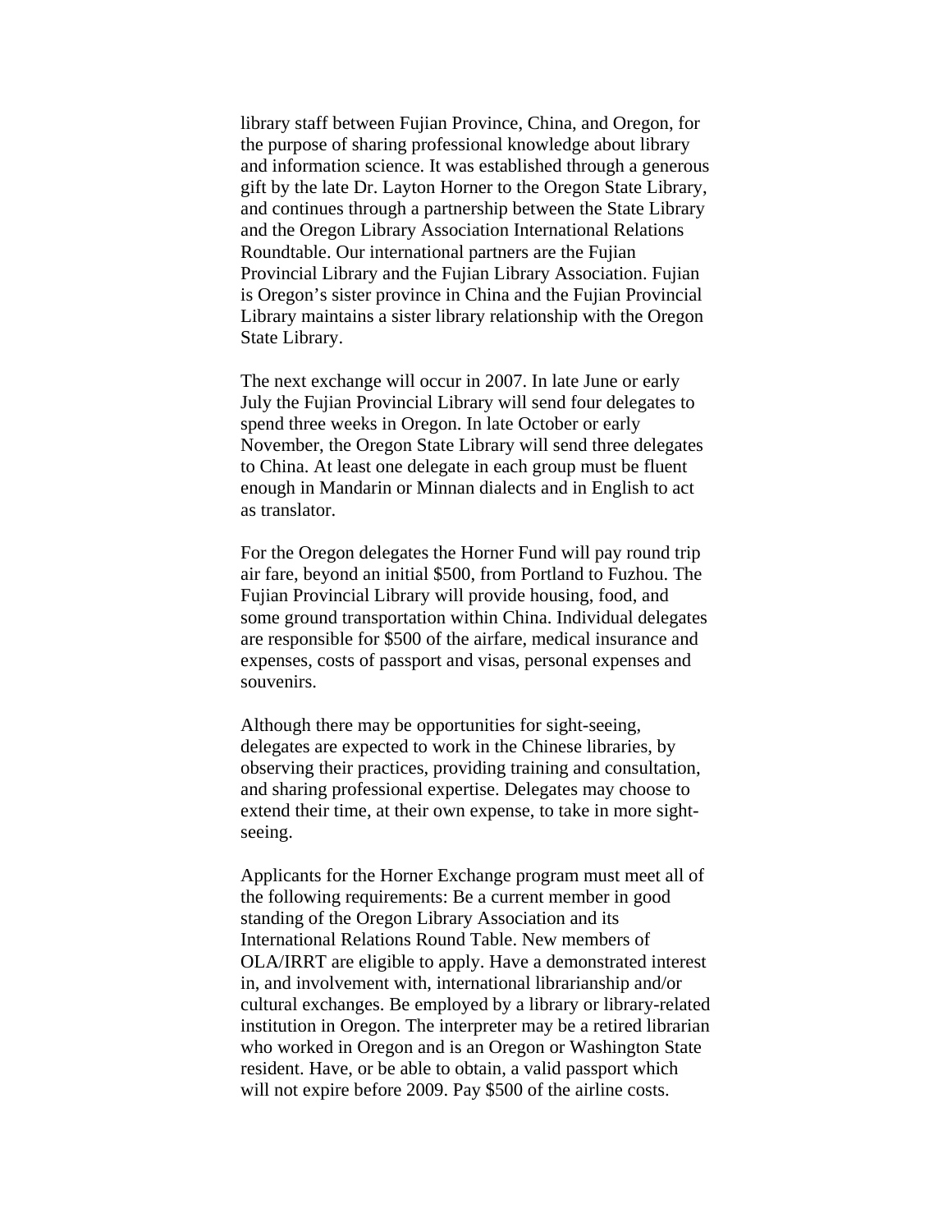library staff between Fujian Province, China, and Oregon, for the purpose of sharing professional knowledge about library and information science. It was established through a generous gift by the late Dr. Layton Horner to the Oregon State Library, and continues through a partnership between the State Library and the Oregon Library Association International Relations Roundtable. Our international partners are the Fujian Provincial Library and the Fujian Library Association. Fujian is Oregon's sister province in China and the Fujian Provincial Library maintains a sister library relationship with the Oregon State Library.

The next exchange will occur in 2007. In late June or early July the Fujian Provincial Library will send four delegates to spend three weeks in Oregon. In late October or early November, the Oregon State Library will send three delegates to China. At least one delegate in each group must be fluent enough in Mandarin or Minnan dialects and in English to act as translator.

For the Oregon delegates the Horner Fund will pay round trip air fare, beyond an initial $500, from Portland to Fuzhou. The Fujian Provincial Library will provide housing, food, and some ground transportation within China. Individual delegates are responsible for $500 of the airfare, medical insurance and expenses, costs of passport and visas, personal expenses and souvenirs.

Although there may be opportunities for sight-seeing, delegates are expected to work in the Chinese libraries, by observing their practices, providing training and consultation, and sharing professional expertise. Delegates may choose to extend their time, at their own expense, to take in more sight-seeing.

Applicants for the Horner Exchange program must meet all of the following requirements: Be a current member in good standing of the Oregon Library Association and its International Relations Round Table. New members of OLA/IRRT are eligible to apply. Have a demonstrated interest in, and involvement with, international librarianship and/or cultural exchanges. Be employed by a library or library-related institution in Oregon. The interpreter may be a retired librarian who worked in Oregon and is an Oregon or Washington State resident. Have, or be able to obtain, a valid passport which will not expire before 2009. Pay $500 of the airline costs.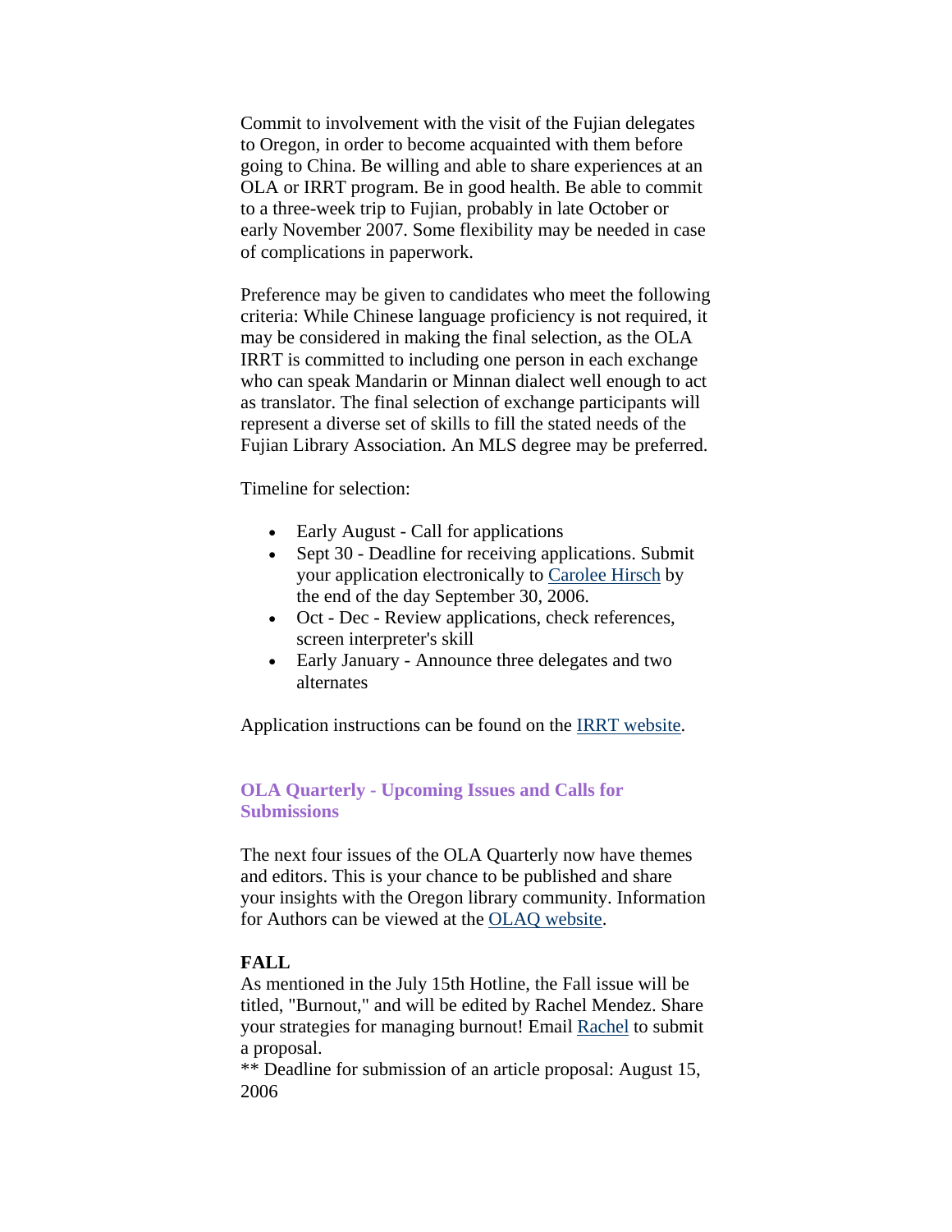Commit to involvement with the visit of the Fujian delegates to Oregon, in order to become acquainted with them before going to China. Be willing and able to share experiences at an OLA or IRRT program. Be in good health. Be able to commit to a three-week trip to Fujian, probably in late October or early November 2007. Some flexibility may be needed in case of complications in paperwork.

Preference may be given to candidates who meet the following criteria: While Chinese language proficiency is not required, it may be considered in making the final selection, as the OLA IRRT is committed to including one person in each exchange who can speak Mandarin or Minnan dialect well enough to act as translator. The final selection of exchange participants will represent a diverse set of skills to fill the stated needs of the Fujian Library Association. An MLS degree may be preferred.

Timeline for selection:

- Early August - Call for applications
- Sept 30 - Deadline for receiving applications. Submit your application electronically to Carolee Hirsch by the end of the day September 30, 2006.
- Oct - Dec - Review applications, check references, screen interpreter's skill
- Early January - Announce three delegates and two alternates

Application instructions can be found on the IRRT website.

### OLA Quarterly - Upcoming Issues and Calls for Submissions

The next four issues of the OLA Quarterly now have themes and editors. This is your chance to be published and share your insights with the Oregon library community. Information for Authors can be viewed at the OLAQ website.

**FALL**
As mentioned in the July 15th Hotline, the Fall issue will be titled, "Burnout," and will be edited by Rachel Mendez. Share your strategies for managing burnout! Email Rachel to submit a proposal.
** Deadline for submission of an article proposal: August 15, 2006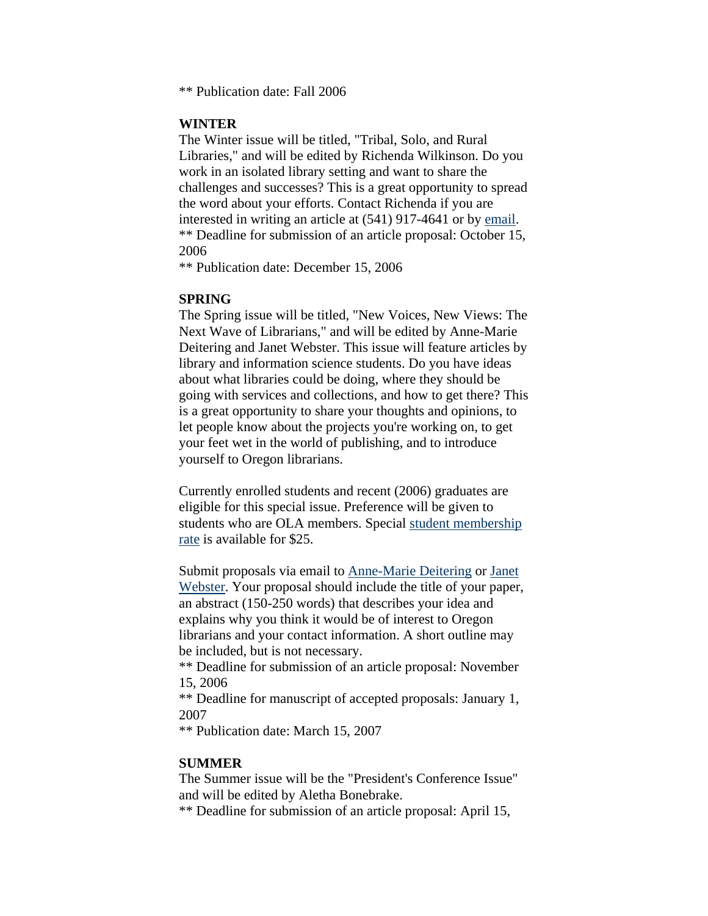** Publication date: Fall 2006

**WINTER**
The Winter issue will be titled, "Tribal, Solo, and Rural Libraries," and will be edited by Richenda Wilkinson. Do you work in an isolated library setting and want to share the challenges and successes? This is a great opportunity to spread the word about your efforts. Contact Richenda if you are interested in writing an article at (541) 917-4641 or by email.
** Deadline for submission of an article proposal: October 15, 2006
** Publication date: December 15, 2006

**SPRING**
The Spring issue will be titled, "New Voices, New Views: The Next Wave of Librarians," and will be edited by Anne-Marie Deitering and Janet Webster. This issue will feature articles by library and information science students. Do you have ideas about what libraries could be doing, where they should be going with services and collections, and how to get there? This is a great opportunity to share your thoughts and opinions, to let people know about the projects you're working on, to get your feet wet in the world of publishing, and to introduce yourself to Oregon librarians.

Currently enrolled students and recent (2006) graduates are eligible for this special issue. Preference will be given to students who are OLA members. Special student membership rate is available for $25.

Submit proposals via email to Anne-Marie Deitering or Janet Webster. Your proposal should include the title of your paper, an abstract (150-250 words) that describes your idea and explains why you think it would be of interest to Oregon librarians and your contact information. A short outline may be included, but is not necessary.
** Deadline for submission of an article proposal: November 15, 2006
** Deadline for manuscript of accepted proposals: January 1, 2007
** Publication date: March 15, 2007

**SUMMER**
The Summer issue will be the "President's Conference Issue" and will be edited by Aletha Bonebrake.
** Deadline for submission of an article proposal: April 15,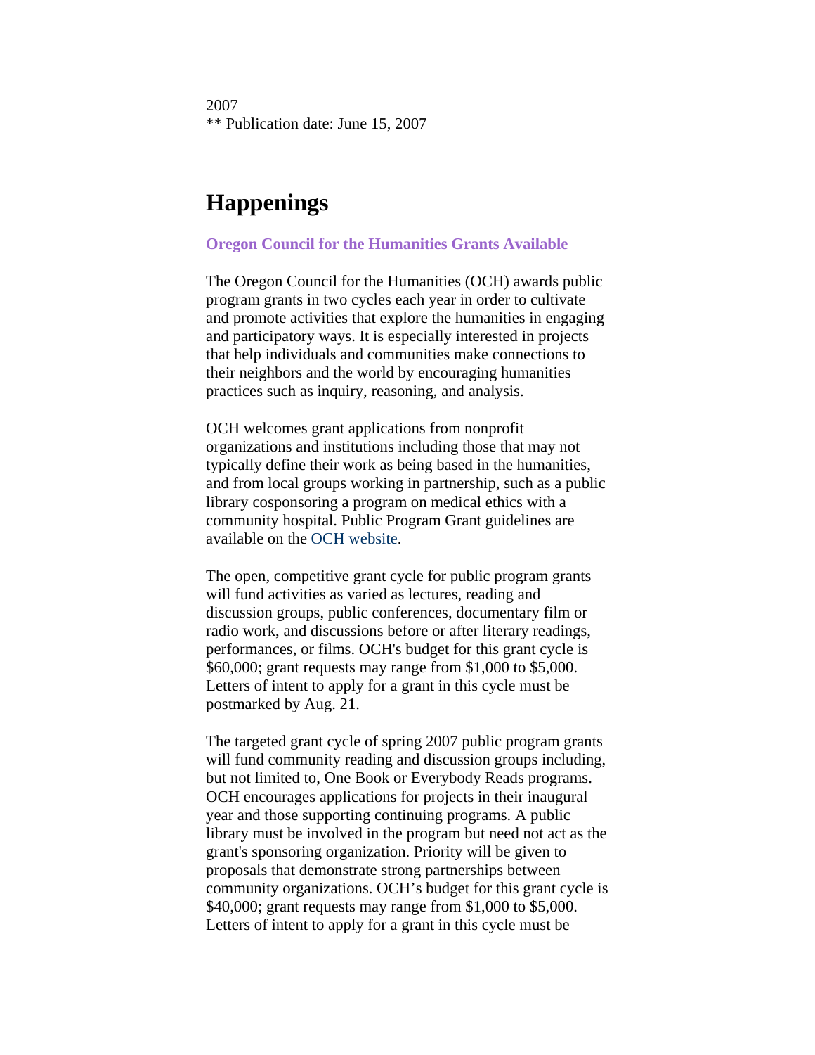2007
** Publication date: June 15, 2007

# Happenings

### Oregon Council for the Humanities Grants Available

The Oregon Council for the Humanities (OCH) awards public program grants in two cycles each year in order to cultivate and promote activities that explore the humanities in engaging and participatory ways. It is especially interested in projects that help individuals and communities make connections to their neighbors and the world by encouraging humanities practices such as inquiry, reasoning, and analysis.

OCH welcomes grant applications from nonprofit organizations and institutions including those that may not typically define their work as being based in the humanities, and from local groups working in partnership, such as a public library cosponsoring a program on medical ethics with a community hospital. Public Program Grant guidelines are available on the OCH website.

The open, competitive grant cycle for public program grants will fund activities as varied as lectures, reading and discussion groups, public conferences, documentary film or radio work, and discussions before or after literary readings, performances, or films. OCH's budget for this grant cycle is $60,000; grant requests may range from $1,000 to $5,000. Letters of intent to apply for a grant in this cycle must be postmarked by Aug. 21.

The targeted grant cycle of spring 2007 public program grants will fund community reading and discussion groups including, but not limited to, One Book or Everybody Reads programs. OCH encourages applications for projects in their inaugural year and those supporting continuing programs. A public library must be involved in the program but need not act as the grant's sponsoring organization. Priority will be given to proposals that demonstrate strong partnerships between community organizations. OCH's budget for this grant cycle is $40,000; grant requests may range from $1,000 to $5,000. Letters of intent to apply for a grant in this cycle must be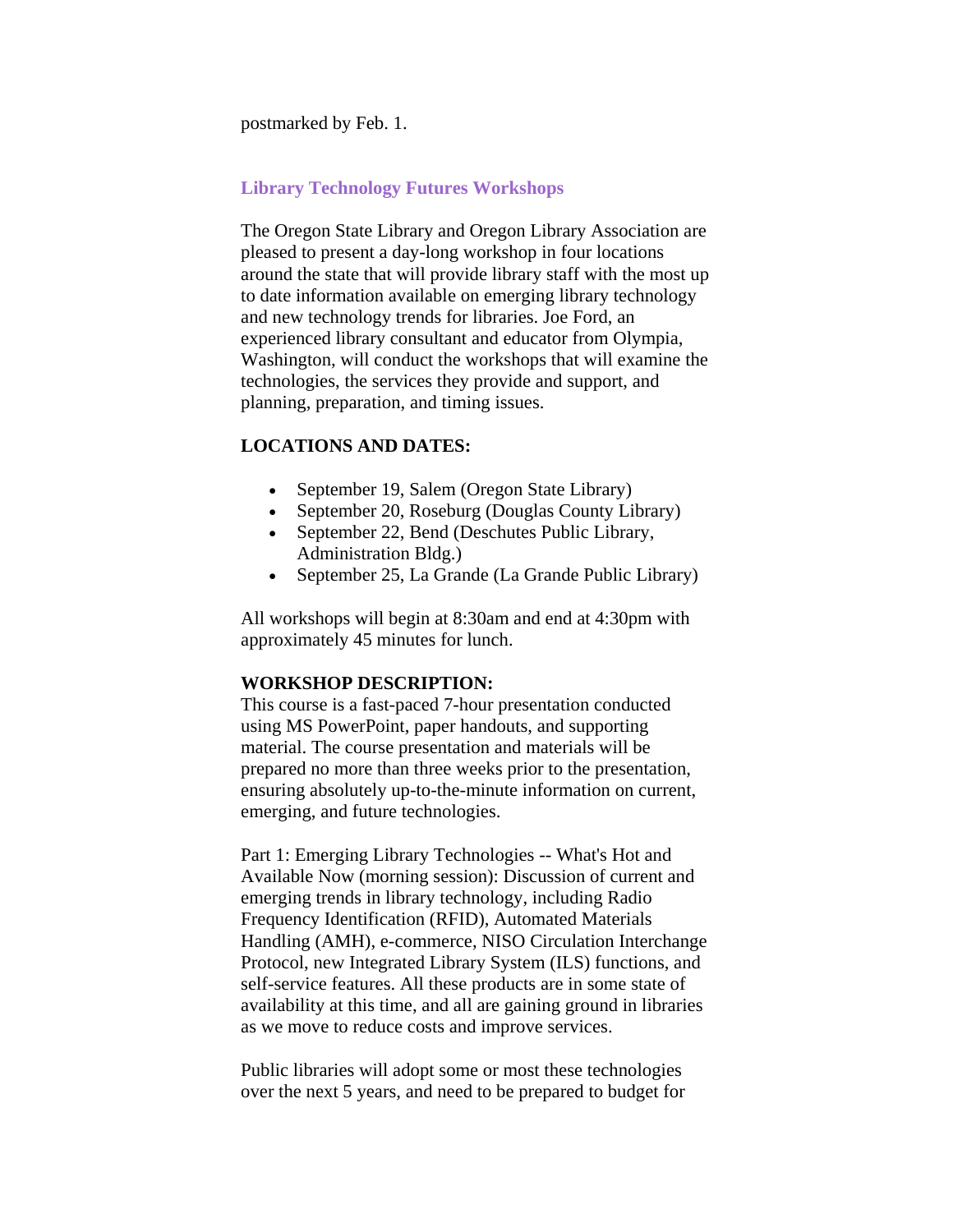postmarked by Feb. 1.

### Library Technology Futures Workshops

The Oregon State Library and Oregon Library Association are pleased to present a day-long workshop in four locations around the state that will provide library staff with the most up to date information available on emerging library technology and new technology trends for libraries. Joe Ford, an experienced library consultant and educator from Olympia, Washington, will conduct the workshops that will examine the technologies, the services they provide and support, and planning, preparation, and timing issues.

**LOCATIONS AND DATES:**

- September 19, Salem (Oregon State Library)
- September 20, Roseburg (Douglas County Library)
- September 22, Bend (Deschutes Public Library, Administration Bldg.)
- September 25, La Grande (La Grande Public Library)

All workshops will begin at 8:30am and end at 4:30pm with approximately 45 minutes for lunch.

**WORKSHOP DESCRIPTION:**
This course is a fast-paced 7-hour presentation conducted using MS PowerPoint, paper handouts, and supporting material. The course presentation and materials will be prepared no more than three weeks prior to the presentation, ensuring absolutely up-to-the-minute information on current, emerging, and future technologies.

Part 1: Emerging Library Technologies -- What's Hot and Available Now (morning session): Discussion of current and emerging trends in library technology, including Radio Frequency Identification (RFID), Automated Materials Handling (AMH), e-commerce, NISO Circulation Interchange Protocol, new Integrated Library System (ILS) functions, and self-service features. All these products are in some state of availability at this time, and all are gaining ground in libraries as we move to reduce costs and improve services.

Public libraries will adopt some or most these technologies over the next 5 years, and need to be prepared to budget for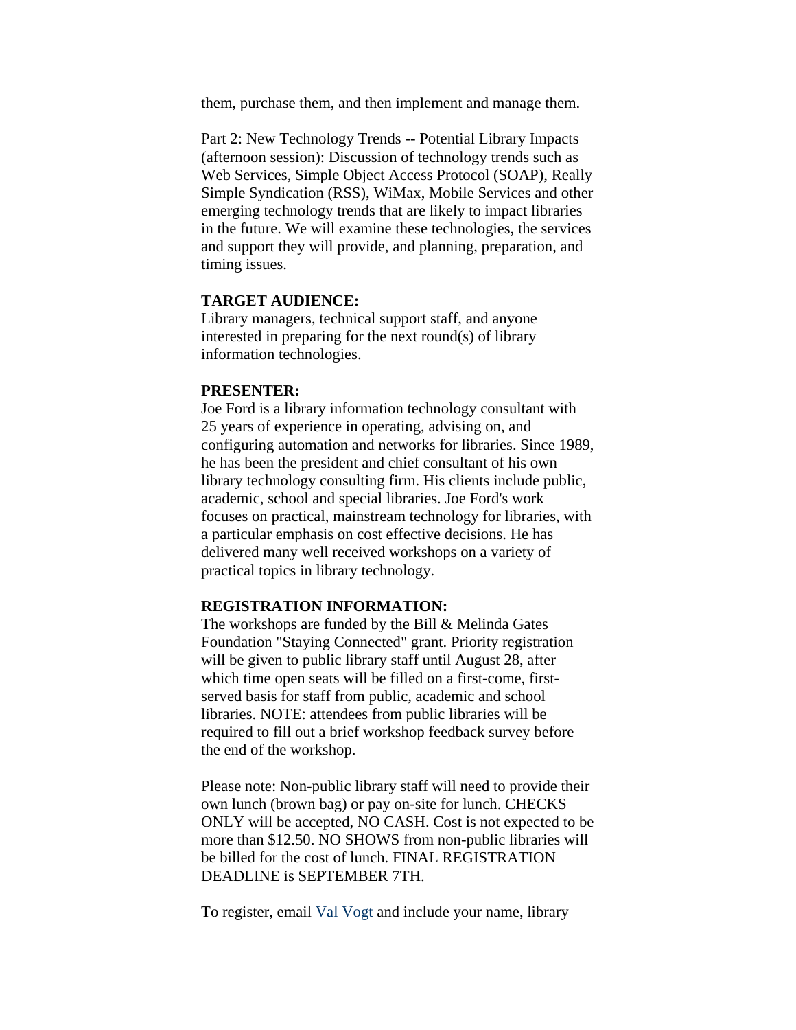them, purchase them, and then implement and manage them.

Part 2: New Technology Trends -- Potential Library Impacts (afternoon session): Discussion of technology trends such as Web Services, Simple Object Access Protocol (SOAP), Really Simple Syndication (RSS), WiMax, Mobile Services and other emerging technology trends that are likely to impact libraries in the future. We will examine these technologies, the services and support they will provide, and planning, preparation, and timing issues.

**TARGET AUDIENCE:**
Library managers, technical support staff, and anyone interested in preparing for the next round(s) of library information technologies.

**PRESENTER:**
Joe Ford is a library information technology consultant with 25 years of experience in operating, advising on, and configuring automation and networks for libraries. Since 1989, he has been the president and chief consultant of his own library technology consulting firm. His clients include public, academic, school and special libraries. Joe Ford's work focuses on practical, mainstream technology for libraries, with a particular emphasis on cost effective decisions. He has delivered many well received workshops on a variety of practical topics in library technology.

**REGISTRATION INFORMATION:**
The workshops are funded by the Bill & Melinda Gates Foundation "Staying Connected" grant. Priority registration will be given to public library staff until August 28, after which time open seats will be filled on a first-come, first-served basis for staff from public, academic and school libraries. NOTE: attendees from public libraries will be required to fill out a brief workshop feedback survey before the end of the workshop.

Please note: Non-public library staff will need to provide their own lunch (brown bag) or pay on-site for lunch. CHECKS ONLY will be accepted, NO CASH. Cost is not expected to be more than $12.50. NO SHOWS from non-public libraries will be billed for the cost of lunch. FINAL REGISTRATION DEADLINE is SEPTEMBER 7TH.

To register, email Val Vogt and include your name, library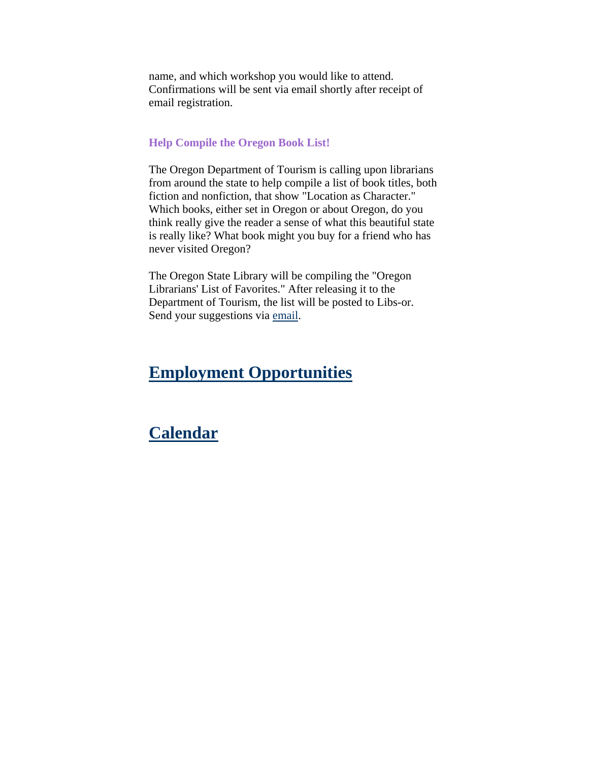name, and which workshop you would like to attend. Confirmations will be sent via email shortly after receipt of email registration.

### Help Compile the Oregon Book List!

The Oregon Department of Tourism is calling upon librarians from around the state to help compile a list of book titles, both fiction and nonfiction, that show "Location as Character." Which books, either set in Oregon or about Oregon, do you think really give the reader a sense of what this beautiful state is really like? What book might you buy for a friend who has never visited Oregon?

The Oregon State Library will be compiling the "Oregon Librarians' List of Favorites." After releasing it to the Department of Tourism, the list will be posted to Libs-or. Send your suggestions via email.

## Employment Opportunities

## Calendar